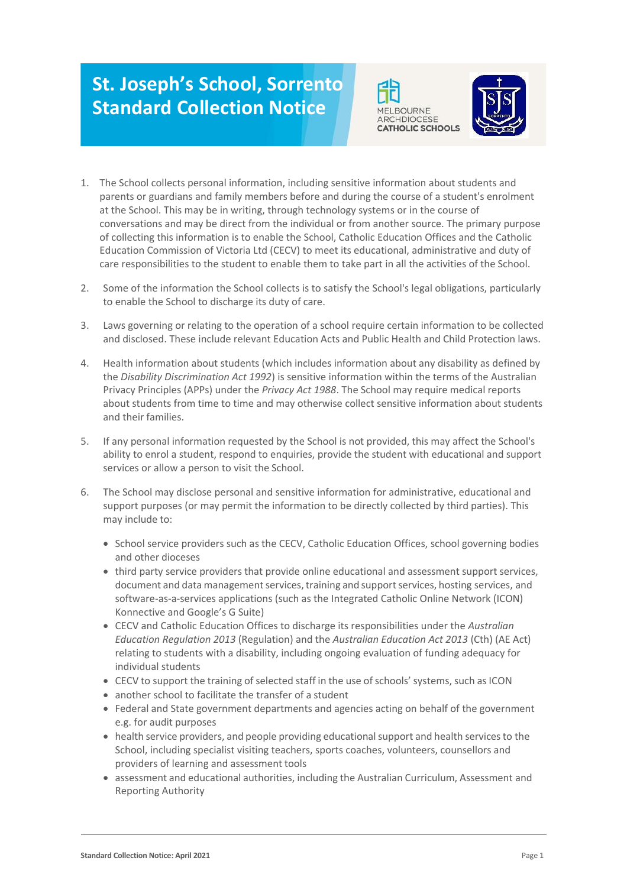# St. Joseph's School, Sorrento Standard Collection Notice

1. The School collects personal information, including sensitive information about students and parents or guardians and family members before and during the course of a student's enrolment at the School. This may be in writing, through technology systems or in the course of conversations and may be direct from the individual or from another source. The primary purpose of collecting this information is to enable the School, Catholic Education Offices and the Catholic Education Commission of Victoria Ltd (CECV) to meet its educational, administrative and duty of care responsibilities to the student to enable them to take part in all the activities of the School.

2. Some of the information the School collects is to satisfy the School's legal obligations, particularly to enable the School to discharge its duty of care.

3. Laws governing or relating to the operation of a school require certain information to be collected and disclosed. These include relevant Education Acts and Public Health and Child Protection laws.

4. Health information about students (which includes information about any disability as defined by the *Disability Discrimination Act 1992*) is sensitive information within the terms of the Australian Privacy Principles (APPs) under the *Privacy Act 1988*. The School may require medical reports about students from time to time and may otherwise collect sensitive information about students and their families.

5. If any personal information requested by the School is not provided, this may affect the School's ability to enrol a student, respond to enquiries, provide the student with educational and support services or allow a person to visit the School.

6. The School may disclose personal and sensitive information for administrative, educational and support purposes (or may permit the information to be directly collected by third parties). This may include to:

   - School service providers such as the CECV, Catholic Education Offices, school governing bodies and other dioceses
   - third party service providers that provide online educational and assessment support services, document and data management services, training and support services, hosting services, and software-as-a-services applications (such as the Integrated Catholic Online Network (ICON) Konnective and Google's G Suite)
   - CECV and Catholic Education Offices to discharge its responsibilities under the *Australian Education Regulation 2013* (Regulation) and the *Australian Education Act 2013* (Cth) (AE Act) relating to students with a disability, including ongoing evaluation of funding adequacy for individual students
   - CECV to support the training of selected staff in the use of schools' systems, such as ICON
   - another school to facilitate the transfer of a student
   - Federal and State government departments and agencies acting on behalf of the government e.g. for audit purposes
   - health service providers, and people providing educational support and health services to the School, including specialist visiting teachers, sports coaches, volunteers, counsellors and providers of learning and assessment tools
   - assessment and educational authorities, including the Australian Curriculum, Assessment and Reporting Authority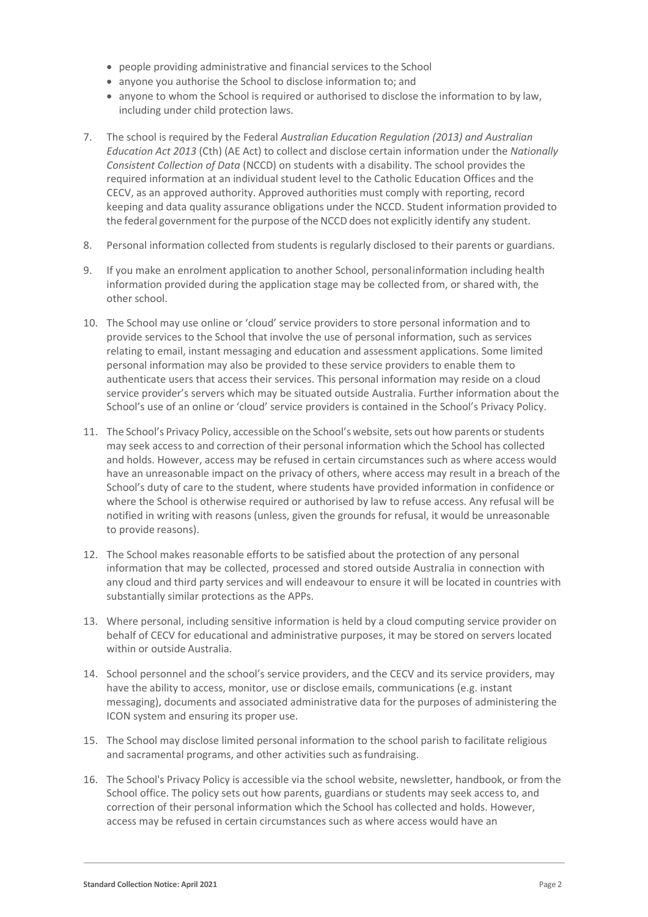- people providing administrative and financial services to the School
- anyone you authorise the School to disclose information to; and
- anyone to whom the School is required or authorised to disclose the information to by law, including under child protection laws.

7. The school is required by the Federal *Australian Education Regulation (2013) and Australian Education Act 2013* (Cth) (AE Act) to collect and disclose certain information under the *Nationally Consistent Collection of Data* (NCCD) on students with a disability. The school provides the required information at an individual student level to the Catholic Education Offices and the CECV, as an approved authority. Approved authorities must comply with reporting, record keeping and data quality assurance obligations under the NCCD. Student information provided to the federal government for the purpose of the NCCD does not explicitly identify any student.

8. Personal information collected from students is regularly disclosed to their parents or guardians.

9. If you make an enrolment application to another School, personal information including health information provided during the application stage may be collected from, or shared with, the other school.

10. The School may use online or 'cloud' service providers to store personal information and to provide services to the School that involve the use of personal information, such as services relating to email, instant messaging and education and assessment applications. Some limited personal information may also be provided to these service providers to enable them to authenticate users that access their services. This personal information may reside on a cloud service provider's servers which may be situated outside Australia. Further information about the School's use of an online or 'cloud' service providers is contained in the School's Privacy Policy.

11. The School's Privacy Policy, accessible on the School's website, sets out how parents or students may seek access to and correction of their personal information which the School has collected and holds. However, access may be refused in certain circumstances such as where access would have an unreasonable impact on the privacy of others, where access may result in a breach of the School's duty of care to the student, where students have provided information in confidence or where the School is otherwise required or authorised by law to refuse access. Any refusal will be notified in writing with reasons (unless, given the grounds for refusal, it would be unreasonable to provide reasons).

12. The School makes reasonable efforts to be satisfied about the protection of any personal information that may be collected, processed and stored outside Australia in connection with any cloud and third party services and will endeavour to ensure it will be located in countries with substantially similar protections as the APPs.

13. Where personal, including sensitive information is held by a cloud computing service provider on behalf of CECV for educational and administrative purposes, it may be stored on servers located within or outside Australia.

14. School personnel and the school's service providers, and the CECV and its service providers, may have the ability to access, monitor, use or disclose emails, communications (e.g. instant messaging), documents and associated administrative data for the purposes of administering the ICON system and ensuring its proper use.

15. The School may disclose limited personal information to the school parish to facilitate religious and sacramental programs, and other activities such as fundraising.

16. The School's Privacy Policy is accessible via the school website, newsletter, handbook, or from the School office. The policy sets out how parents, guardians or students may seek access to, and correction of their personal information which the School has collected and holds. However, access may be refused in certain circumstances such as where access would have an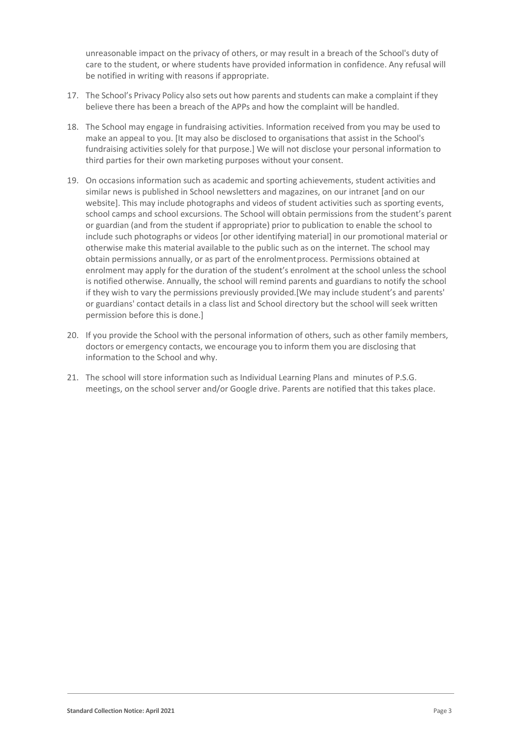unreasonable impact on the privacy of others, or may result in a breach of the School's duty of care to the student, or where students have provided information in confidence. Any refusal will be notified in writing with reasons if appropriate.

17. The School's Privacy Policy also sets out how parents and students can make a complaint if they believe there has been a breach of the APPs and how the complaint will be handled.

18. The School may engage in fundraising activities. Information received from you may be used to make an appeal to you. [It may also be disclosed to organisations that assist in the School's fundraising activities solely for that purpose.] We will not disclose your personal information to third parties for their own marketing purposes without your consent.

19. On occasions information such as academic and sporting achievements, student activities and similar news is published in School newsletters and magazines, on our intranet [and on our website]. This may include photographs and videos of student activities such as sporting events, school camps and school excursions. The School will obtain permissions from the student's parent or guardian (and from the student if appropriate) prior to publication to enable the school to include such photographs or videos [or other identifying material] in our promotional material or otherwise make this material available to the public such as on the internet. The school may obtain permissions annually, or as part of the enrolment process. Permissions obtained at enrolment may apply for the duration of the student's enrolment at the school unless the school is notified otherwise. Annually, the school will remind parents and guardians to notify the school if they wish to vary the permissions previously provided.[We may include student's and parents' or guardians' contact details in a class list and School directory but the school will seek written permission before this is done.]

20. If you provide the School with the personal information of others, such as other family members, doctors or emergency contacts, we encourage you to inform them you are disclosing that information to the School and why.

21. The school will store information such as Individual Learning Plans and minutes of P.S.G. meetings, on the school server and/or Google drive. Parents are notified that this takes place.